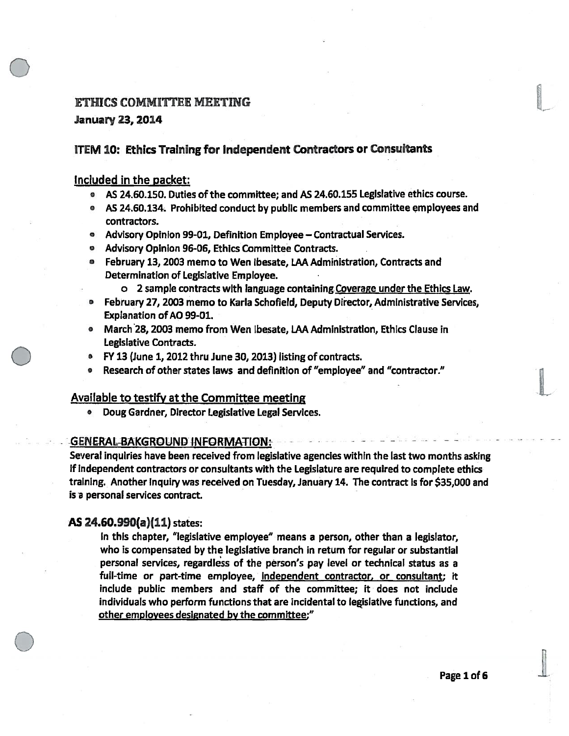# ETHICS COMMITTEE MEETING

**January 23, 2014**

## ITEM 10: Ethics Training for Independent Contractors or Consultants

### Included in the packet:

- AS 24.60.150. Duties of the committee; and AS 24.60.155 Legislative ethics course.
- AS 24.60.134. Prohibited conduct by public members and committee employees and contractors.
- Advisory Opinion 99-01, Definition Employee – Contractual Services.
- Advisory Opinion 96-06, Ethics Committee Contracts.
- February 13, 2003 memo to Wen Ibesate, LAA Administration, Contracts and Determination of Legislative Employee.
  - 2 sample contracts with language containing Coverage under the Ethics Law.
- February 27, 2003 memo to Karla Schofield, Deputy Director, Administrative Services, Explanation of AO 99-01.
- March 28, 2003 memo from Wen Ibesate, LAA Administration, Ethics Clause in Legislative Contracts.
- FY 13 (June 1, 2012 thru June 30, 2013) listing of contracts.
- Research of other states laws and definition of "employee" and "contractor."

### Available to testify at the Committee meeting

- Doug Gardner, Director Legislative Legal Services.

### GENERAL BAKGROUND INFORMATION:

Several inquiries have been received from legislative agencies within the last two months asking if independent contractors or consultants with the Legislature are required to complete ethics training. Another inquiry was received on Tuesday, January 14. The contract is for $35,000 and is a personal services contract.

### AS 24.60.990(a)(11) states:

> In this chapter, "legislative employee" means a person, other than a legislator, who is compensated by the legislative branch in return for regular or substantial personal services, regardless of the person's pay level or technical status as a full-time or part-time employee, independent contractor, or consultant; it include public members and staff of the committee; it does not include individuals who perform functions that are incidental to legislative functions, and other employees designated by the committee;"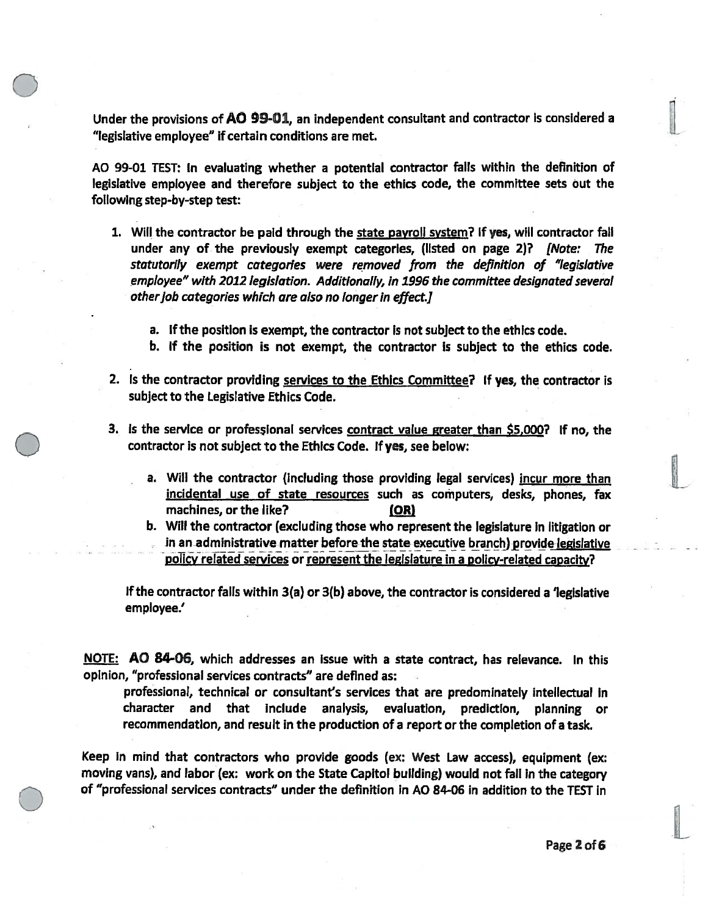Under the provisions of **AO 99-01**, an independent consultant and contractor is considered a "legislative employee" if certain conditions are met.

AO 99-01 TEST: In evaluating whether a potential contractor falls within the definition of legislative employee and therefore subject to the ethics code, the committee sets out the following step-by-step test:

1. Will the contractor be paid through the <u>state payroll system</u>? If yes, will contractor fall under any of the previously exempt categories, (listed on page 2)? *[Note: The statutorily exempt categories were removed from the definition of "legislative employee" with 2012 legislation. Additionally, in 1996 the committee designated several other job categories which are also no longer in effect.]*

    a. If the position is exempt, the contractor is not subject to the ethics code.
    b. If the position is not exempt, the contractor is subject to the ethics code.

2. Is the contractor providing <u>services to the Ethics Committee</u>? If yes, the contractor is subject to the Legislative Ethics Code.

3. Is the service or professional services <u>contract value greater than $5,000</u>? If no, the contractor is not subject to the Ethics Code. If yes, see below:

    a. Will the contractor (including those providing legal services) <u>incur more than incidental use of state resources</u> such as computers, desks, phones, fax machines, or the like? **<u>(OR)</u>**
    b. Will the contractor (excluding those who represent the legislature in litigation or in an administrative matter before the state executive branch) <u>provide legislative policy related services</u> or <u>represent the legislature in a policy-related capacity</u>?

If the contractor falls within 3(a) or 3(b) above, the contractor is considered a 'legislative employee.'

<u>NOTE:</u> **AO 84-06**, which addresses an issue with a state contract, has relevance. In this opinion, "professional services contracts" are defined as:

> professional, technical or consultant's services that are predominately intellectual in character and that include analysis, evaluation, prediction, planning or recommendation, and result in the production of a report or the completion of a task.

Keep in mind that contractors who provide goods (ex: West Law access), equipment (ex: moving vans), and labor (ex: work on the State Capitol building) would not fall in the category of "professional services contracts" under the definition in AO 84-06 in addition to the TEST in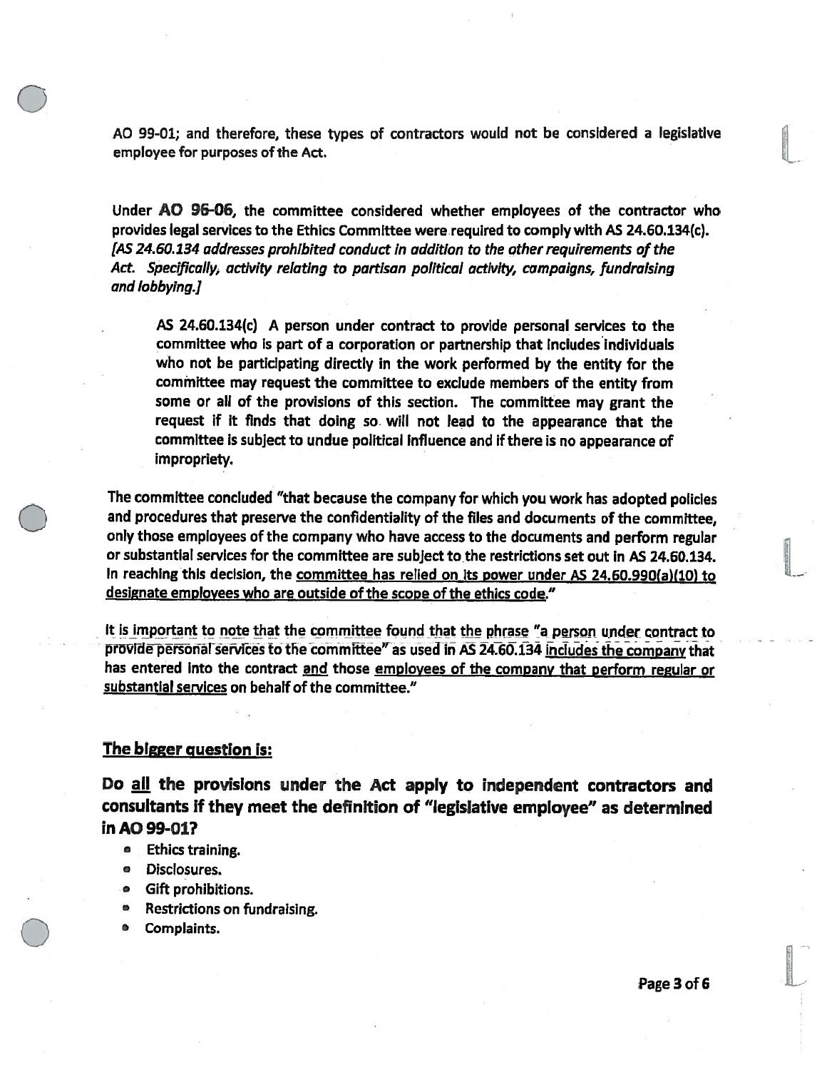AO 99-01; and therefore, these types of contractors would not be considered a legislative employee for purposes of the Act.

Under **AO 96-06**, the committee considered whether employees of the contractor who provides legal services to the Ethics Committee were required to comply with AS 24.60.134(c). *[AS 24.60.134 addresses prohibited conduct in addition to the other requirements of the Act. Specifically, activity relating to partisan political activity, campaigns, fundraising and lobbying.]*

> AS 24.60.134(c) A person under contract to provide personal services to the committee who is part of a corporation or partnership that includes individuals who not be participating directly in the work performed by the entity for the committee may request the committee to exclude members of the entity from some or all of the provisions of this section. The committee may grant the request if it finds that doing so will not lead to the appearance that the committee is subject to undue political influence and if there is no appearance of impropriety.

The committee concluded "that because the company for which you work has adopted policies and procedures that preserve the confidentiality of the files and documents of the committee, only those employees of the company who have access to the documents and perform regular or substantial services for the committee are subject to the restrictions set out in AS 24.60.134. In reaching this decision, the <u>committee has relied on its power under AS 24.60.990(a)(10) to designate employees who are outside of the scope of the ethics code.</u>"

<u>It is important to note that the committee found that the phrase "a person under contract to provide personal services to the committee"</u> as used in AS 24.60.134 <u>includes the company</u> that has entered into the contract <u>and</u> those <u>employees of the company that perform regular or substantial services</u> on behalf of the committee."

## <u>The bigger question is:</u>

### Do <u>all</u> the provisions under the Act apply to independent contractors and consultants if they meet the definition of "legislative employee" as determined in AO 99-01?

- Ethics training.
- Disclosures.
- Gift prohibitions.
- Restrictions on fundraising.
- Complaints.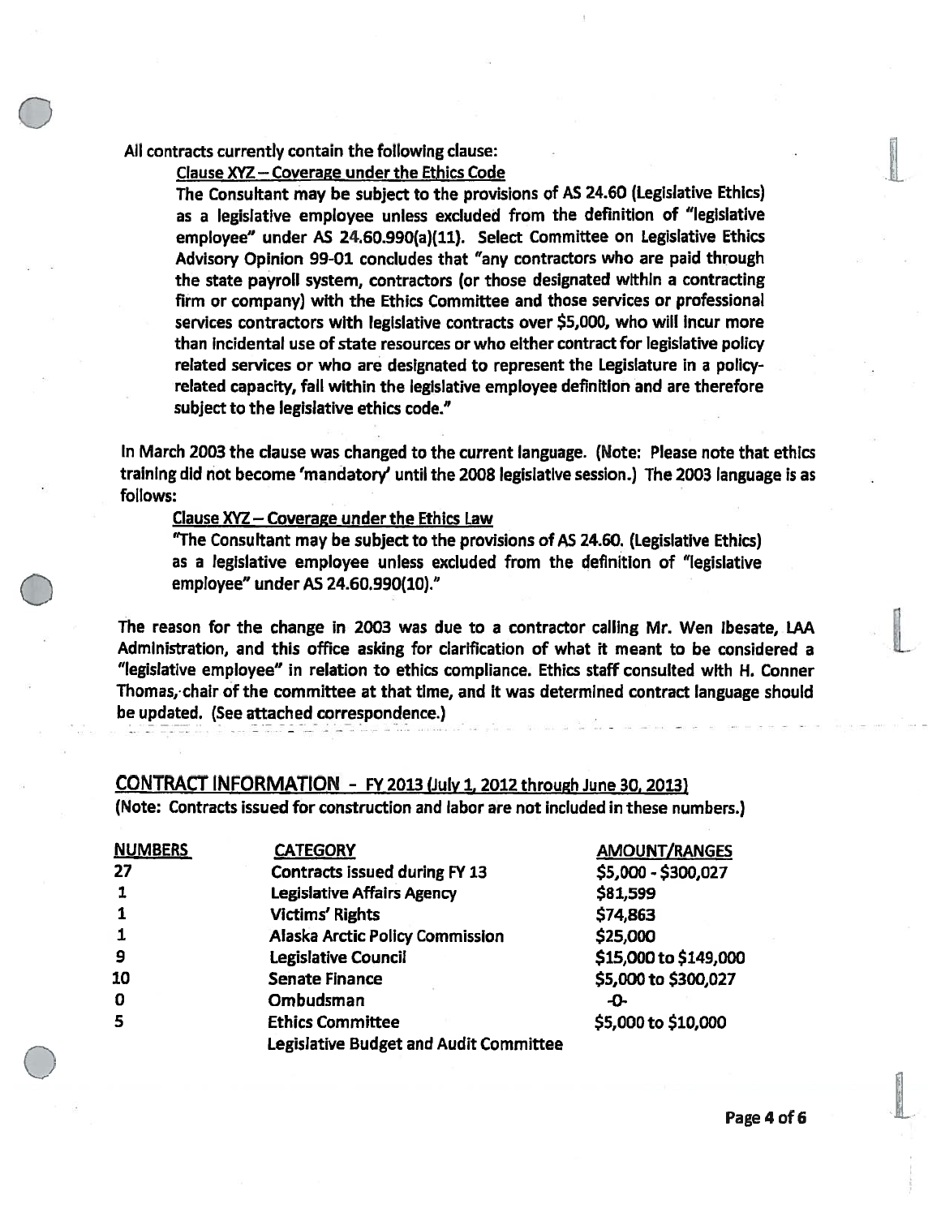All contracts currently contain the following clause:

> <u>Clause XYZ – Coverage under the Ethics Code</u>
>
> The Consultant may be subject to the provisions of AS 24.60 (Legislative Ethics) as a legislative employee unless excluded from the definition of "legislative employee" under AS 24.60.990(a)(11). Select Committee on Legislative Ethics Advisory Opinion 99-01 concludes that "any contractors who are paid through the state payroll system, contractors (or those designated within a contracting firm or company) with the Ethics Committee and those services or professional services contractors with legislative contracts over $5,000, who will incur more than incidental use of state resources or who either contract for legislative policy related services or who are designated to represent the Legislature in a policy-related capacity, fall within the legislative employee definition and are therefore subject to the legislative ethics code."

In March 2003 the clause was changed to the current language. (Note: Please note that ethics training did not become 'mandatory' until the 2008 legislative session.) The 2003 language is as follows:

> <u>Clause XYZ – Coverage under the Ethics Law</u>
>
> "The Consultant may be subject to the provisions of AS 24.60. (Legislative Ethics) as a legislative employee unless excluded from the definition of "legislative employee" under AS 24.60.990(10)."

The reason for the change in 2003 was due to a contractor calling Mr. Wen Ibesate, LAA Administration, and this office asking for clarification of what it meant to be considered a "legislative employee" in relation to ethics compliance. Ethics staff consulted with H. Conner Thomas, chair of the committee at that time, and it was determined contract language should be updated. (See attached correspondence.)

## <u>CONTRACT INFORMATION</u> - <u>FY 2013 (July 1, 2012 through June 30, 2013)</u>

(Note: Contracts issued for construction and labor are not included in these numbers.)

| NUMBERS | CATEGORY | AMOUNT/RANGES |
|---|---|---|
| 27 | Contracts issued during FY 13 | $5,000 - $300,027 |
| 1 | Legislative Affairs Agency | $81,599 |
| 1 | Victims' Rights | $74,863 |
| 1 | Alaska Arctic Policy Commission | $25,000 |
| 9 | Legislative Council | $15,000 to $149,000 |
| 10 | Senate Finance | $5,000 to $300,027 |
| 0 | Ombudsman | -0- |
| 5 | Ethics Committee | $5,000 to $10,000 |
| | Legislative Budget and Audit Committee | |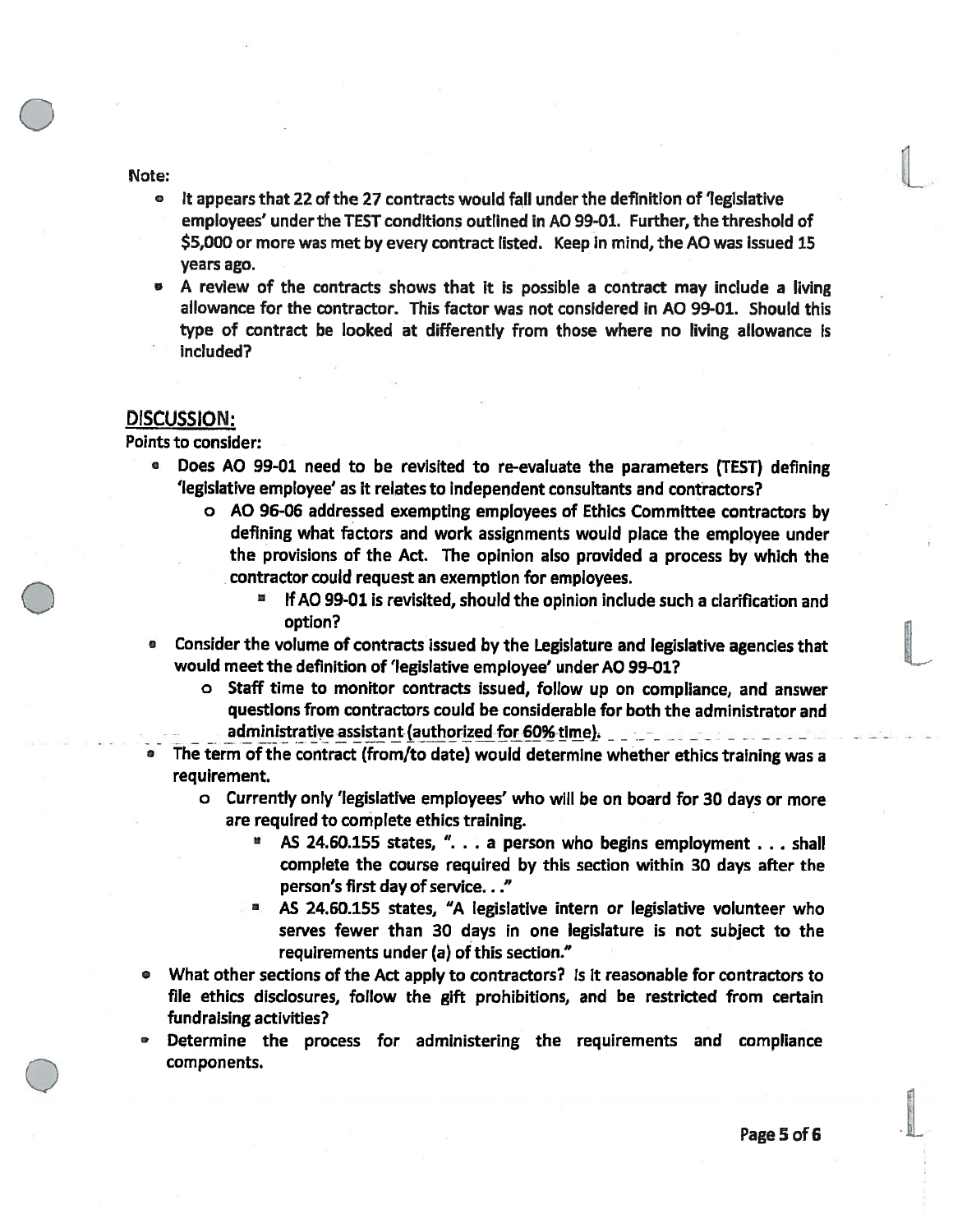Note:

- It appears that 22 of the 27 contracts would fall under the definition of 'legislative employees' under the TEST conditions outlined in AO 99-01. Further, the threshold of $5,000 or more was met by every contract listed. Keep in mind, the AO was issued 15 years ago.
- A review of the contracts shows that it is possible a contract may include a living allowance for the contractor. This factor was not considered in AO 99-01. Should this type of contract be looked at differently from those where no living allowance is included?

## DISCUSSION:

**Points to consider:**

- **Does AO 99-01 need to be revisited to re-evaluate the parameters (TEST) defining 'legislative employee' as it relates to independent consultants and contractors?**
  - AO 96-06 addressed exempting employees of Ethics Committee contractors by defining what factors and work assignments would place the employee under the provisions of the Act. The opinion also provided a process by which the contractor could request an exemption for employees.
    - If AO 99-01 is revisited, should the opinion include such a clarification and option?
- **Consider the volume of contracts issued by the Legislature and legislative agencies that would meet the definition of 'legislative employee' under AO 99-01?**
  - Staff time to monitor contracts issued, follow up on compliance, and answer questions from contractors could be considerable for both the administrator and administrative assistant (authorized for 60% time).
- **The term of the contract (from/to date) would determine whether ethics training was a requirement.**
  - Currently only 'legislative employees' who will be on board for 30 days or more are required to complete ethics training.
    - AS 24.60.155 states, ". . . a person who begins employment . . . shall complete the course required by this section within 30 days after the person's first day of service. . ."
    - AS 24.60.155 states, "A legislative intern or legislative volunteer who serves fewer than 30 days in one legislature is not subject to the requirements under (a) of this section."
- **What other sections of the Act apply to contractors? Is it reasonable for contractors to file ethics disclosures, follow the gift prohibitions, and be restricted from certain fundraising activities?**
- **Determine the process for administering the requirements and compliance components.**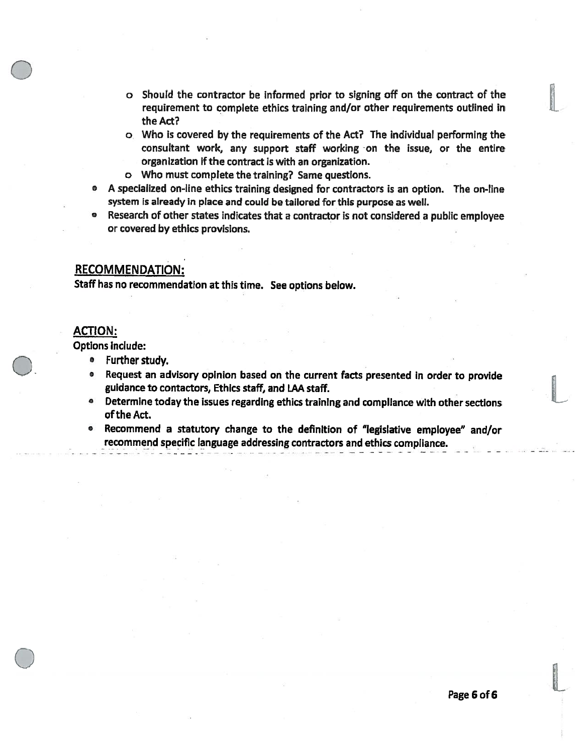- Should the contractor be informed prior to signing off on the contract of the requirement to complete ethics training and/or other requirements outlined in the Act?
  - Who is covered by the requirements of the Act? The individual performing the consultant work, any support staff working on the issue, or the entire organization if the contract is with an organization.
  - Who must complete the training? Same questions.
- A specialized on-line ethics training designed for contractors is an option. The on-line system is already in place and could be tailored for this purpose as well.
- Research of other states indicates that a contractor is not considered a public employee or covered by ethics provisions.

## RECOMMENDATION:

Staff has no recommendation at this time. See options below.

## ACTION:

Options include:

- Further study.
- Request an advisory opinion based on the current facts presented in order to provide guidance to contactors, Ethics staff, and LAA staff.
- Determine today the issues regarding ethics training and compliance with other sections of the Act.
- Recommend a statutory change to the definition of "legislative employee" and/or recommend specific language addressing contractors and ethics compliance.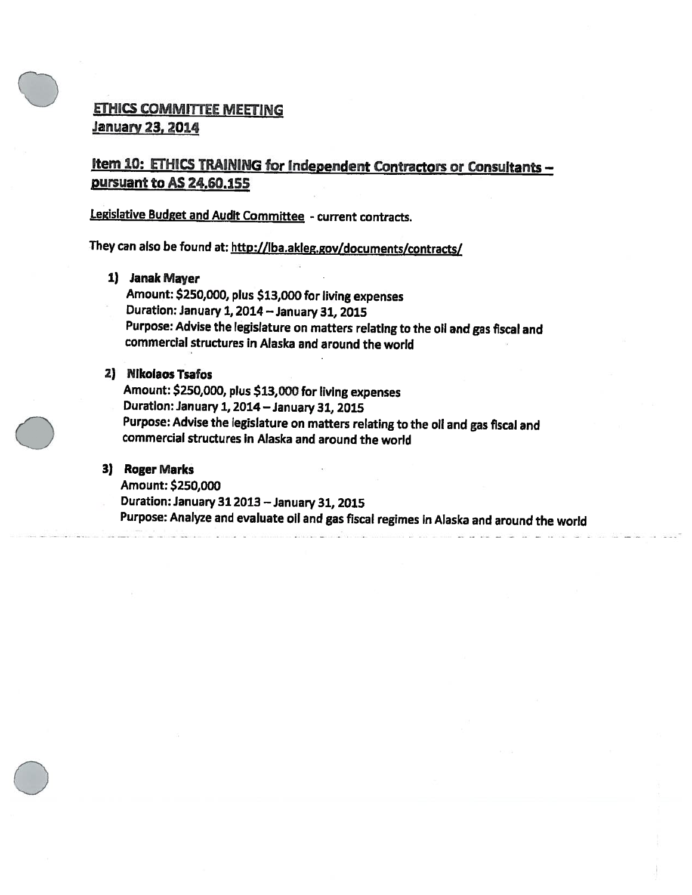## ETHICS COMMITTEE MEETING
## January 23, 2014

### Item 10: ETHICS TRAINING for Independent Contractors or Consultants – pursuant to AS 24.60.155

Legislative Budget and Audit Committee - current contracts.

They can also be found at: http://lba.akleg.gov/documents/contracts/

1) **Janak Mayer**
   Amount: $250,000, plus $13,000 for living expenses
   Duration: January 1, 2014 – January 31, 2015
   Purpose: Advise the legislature on matters relating to the oil and gas fiscal and commercial structures in Alaska and around the world

2) **Nikolaos Tsafos**
   Amount: $250,000, plus $13,000 for living expenses
   Duration: January 1, 2014 – January 31, 2015
   Purpose: Advise the legislature on matters relating to the oil and gas fiscal and commercial structures in Alaska and around the world

3) **Roger Marks**
   Amount: $250,000
   Duration: January 31 2013 – January 31, 2015
   Purpose: Analyze and evaluate oil and gas fiscal regimes in Alaska and around the world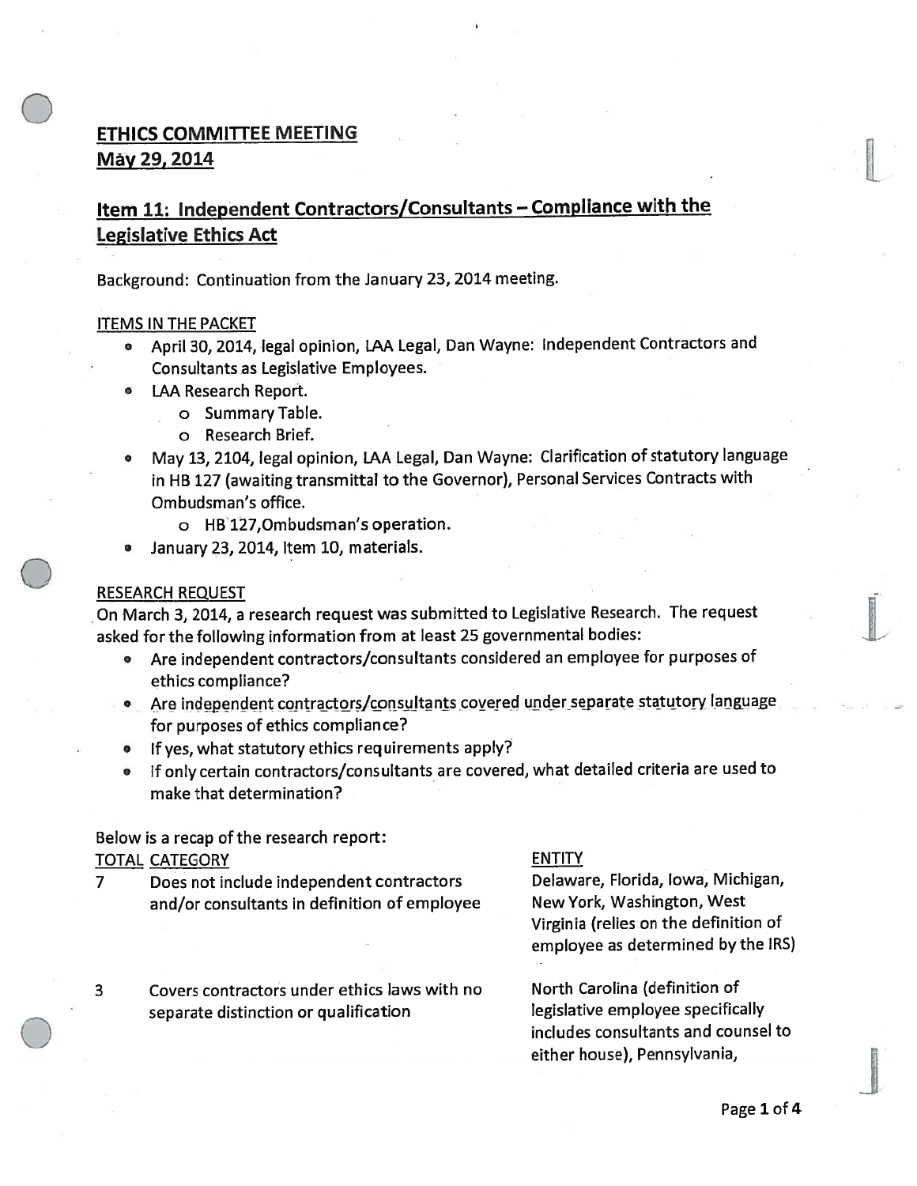## ETHICS COMMITTEE MEETING
## May 29, 2014

## Item 11: Independent Contractors/Consultants – Compliance with the Legislative Ethics Act

Background: Continuation from the January 23, 2014 meeting.

ITEMS IN THE PACKET

- April 30, 2014, legal opinion, LAA Legal, Dan Wayne: Independent Contractors and Consultants as Legislative Employees.
- LAA Research Report.
  - Summary Table.
  - Research Brief.
- May 13, 2104, legal opinion, LAA Legal, Dan Wayne: Clarification of statutory language in HB 127 (awaiting transmittal to the Governor), Personal Services Contracts with Ombudsman's office.
  - HB 127, Ombudsman's operation.
- January 23, 2014, Item 10, materials.

RESEARCH REQUEST

On March 3, 2014, a research request was submitted to Legislative Research. The request asked for the following information from at least 25 governmental bodies:

- Are independent contractors/consultants considered an employee for purposes of ethics compliance?
- Are independent contractors/consultants covered under separate statutory language for purposes of ethics compliance?
- If yes, what statutory ethics requirements apply?
- If only certain contractors/consultants are covered, what detailed criteria are used to make that determination?

Below is a recap of the research report:

| TOTAL | CATEGORY | ENTITY |
|---|---|---|
| 7 | Does not include independent contractors and/or consultants in definition of employee | Delaware, Florida, Iowa, Michigan, New York, Washington, West Virginia (relies on the definition of employee as determined by the IRS) |
| 3 | Covers contractors under ethics laws with no separate distinction or qualification | North Carolina (definition of legislative employee specifically includes consultants and counsel to either house), Pennsylvania, |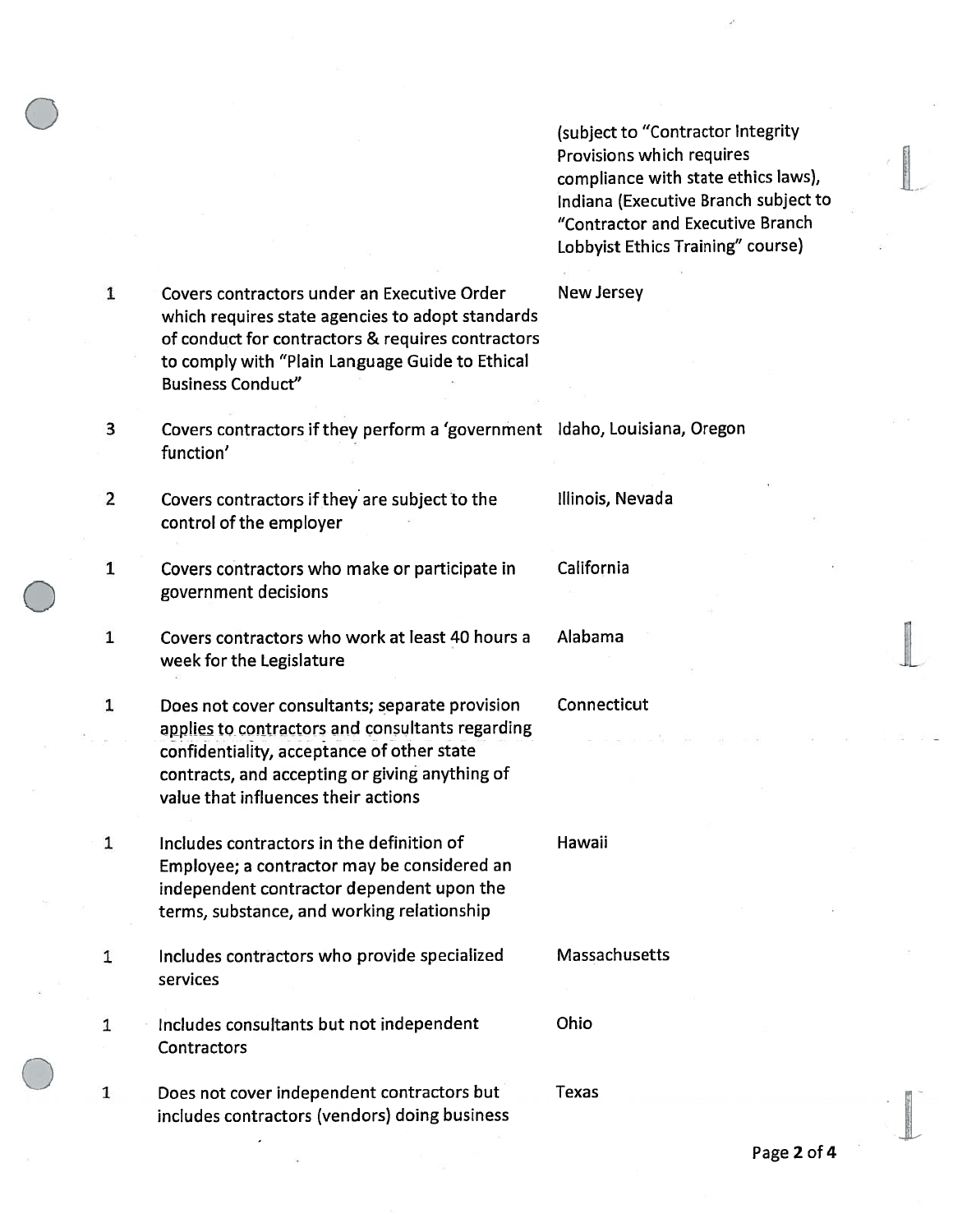| | | |
|---|---|---|
| | | (subject to "Contractor Integrity Provisions which requires compliance with state ethics laws), Indiana (Executive Branch subject to "Contractor and Executive Branch Lobbyist Ethics Training" course) |
| 1 | Covers contractors under an Executive Order which requires state agencies to adopt standards of conduct for contractors & requires contractors to comply with "Plain Language Guide to Ethical Business Conduct" | New Jersey |
| 3 | Covers contractors if they perform a 'government function' | Idaho, Louisiana, Oregon |
| 2 | Covers contractors if they are subject to the control of the employer | Illinois, Nevada |
| 1 | Covers contractors who make or participate in government decisions | California |
| 1 | Covers contractors who work at least 40 hours a week for the Legislature | Alabama |
| 1 | Does not cover consultants; separate provision applies to contractors and consultants regarding confidentiality, acceptance of other state contracts, and accepting or giving anything of value that influences their actions | Connecticut |
| 1 | Includes contractors in the definition of Employee; a contractor may be considered an independent contractor dependent upon the terms, substance, and working relationship | Hawaii |
| 1 | Includes contractors who provide specialized services | Massachusetts |
| 1 | Includes consultants but not independent Contractors | Ohio |
| 1 | Does not cover independent contractors but includes contractors (vendors) doing business | Texas |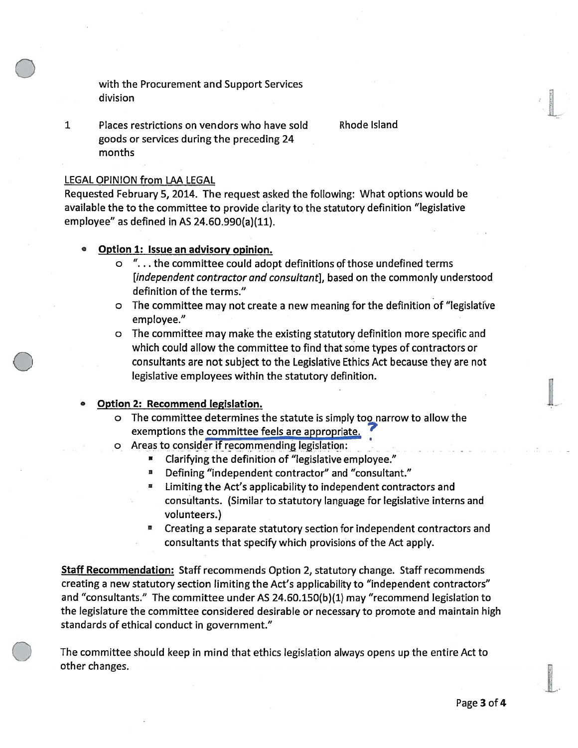| | with the Procurement and Support Services division | |
|---|---|---|
| 1 | Places restrictions on vendors who have sold goods or services during the preceding 24 months | Rhode Island |

LEGAL OPINION from LAA LEGAL

Requested February 5, 2014. The request asked the following: What options would be available the to the committee to provide clarity to the statutory definition "legislative employee" as defined in AS 24.60.990(a)(11).

- **Option 1: Issue an advisory opinion.**
  - ". . . the committee could adopt definitions of those undefined terms [*independent contractor and consultant*], based on the commonly understood definition of the terms."
  - The committee may not create a new meaning for the definition of "legislative employee."
  - The committee may make the existing statutory definition more specific and which could allow the committee to find that some types of contractors or consultants are not subject to the Legislative Ethics Act because they are not legislative employees within the statutory definition.

- **Option 2: Recommend legislation.**
  - The committee determines the statute is simply too narrow to allow the exemptions the committee feels are appropriate.
  - Areas to consider if recommending legislation:
    - Clarifying the definition of "legislative employee."
    - Defining "independent contractor" and "consultant."
    - Limiting the Act's applicability to independent contractors and consultants. (Similar to statutory language for legislative interns and volunteers.)
    - Creating a separate statutory section for independent contractors and consultants that specify which provisions of the Act apply.

**Staff Recommendation:** Staff recommends Option 2, statutory change. Staff recommends creating a new statutory section limiting the Act's applicability to "independent contractors" and "consultants." The committee under AS 24.60.150(b)(1) may "recommend legislation to the legislature the committee considered desirable or necessary to promote and maintain high standards of ethical conduct in government."

The committee should keep in mind that ethics legislation always opens up the entire Act to other changes.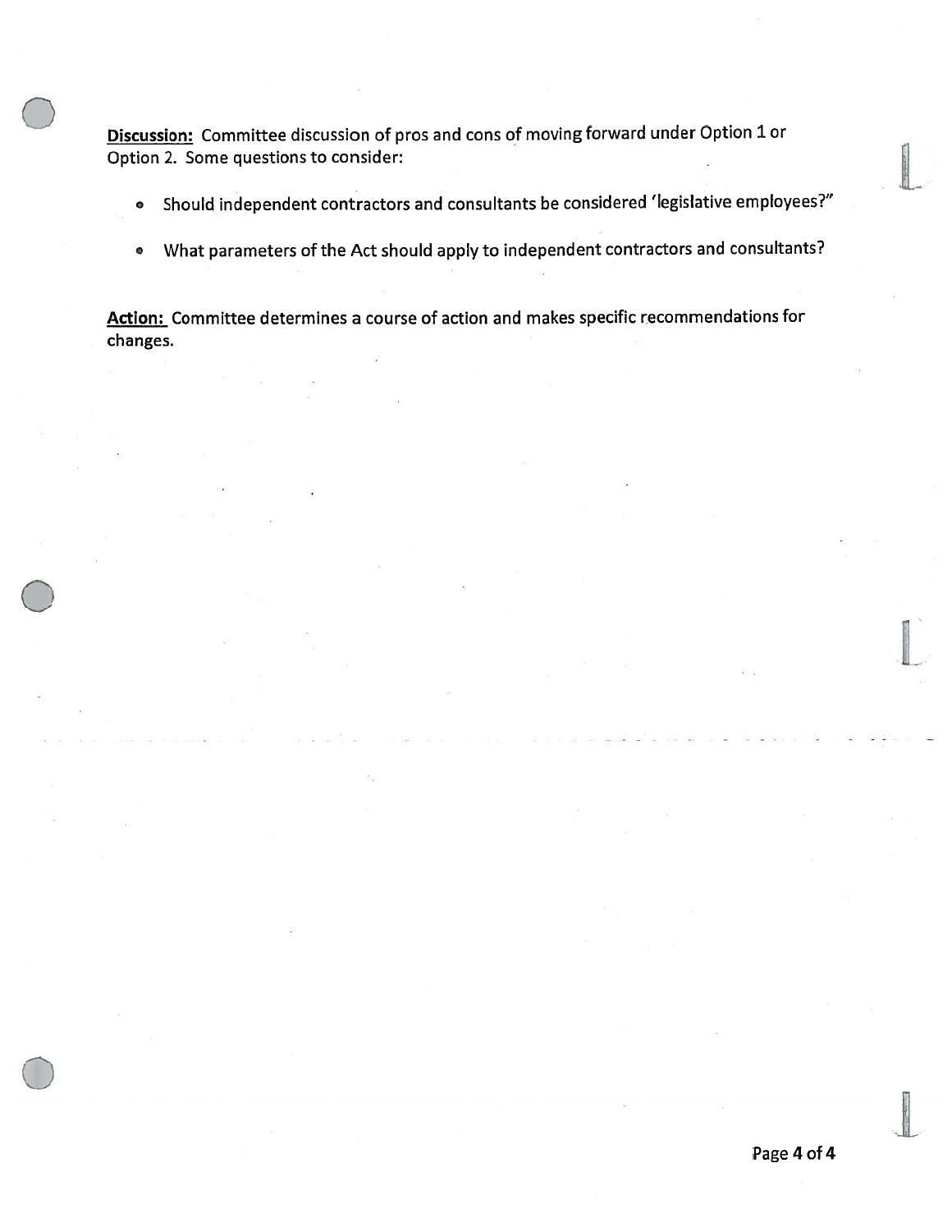**Discussion:** Committee discussion of pros and cons of moving forward under Option 1 or Option 2. Some questions to consider:

- Should independent contractors and consultants be considered 'legislative employees?"
- What parameters of the Act should apply to independent contractors and consultants?

**Action:** Committee determines a course of action and makes specific recommendations for changes.